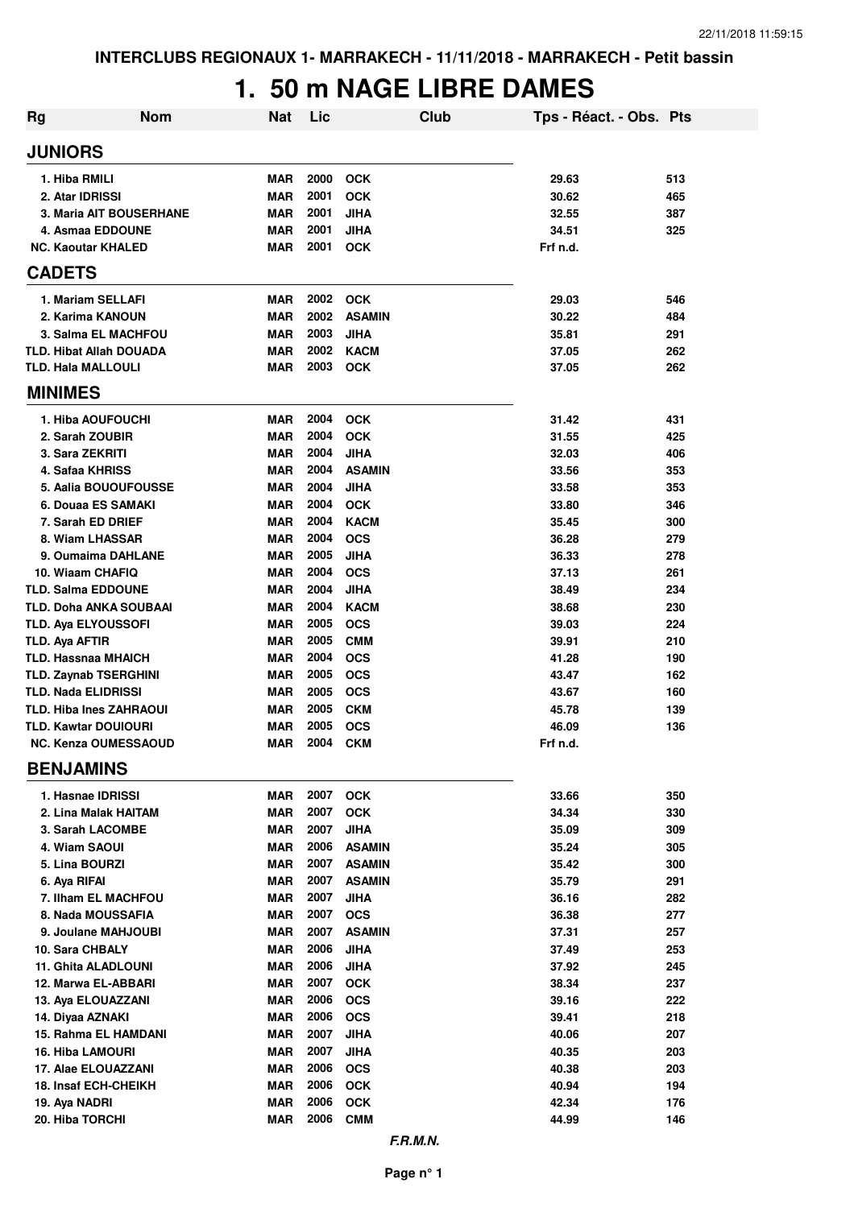**INTERCLUBS REGIONAUX 1- MARRAKECH - 11/11/2018 - MARRAKECH - Petit bassin**

# 1. 50 m NAGE LIBRE DAMES

| Rg | Nom | Nat | Lic | Club | Tps - Réact. - Obs. | Pts |
|---|---|---|---|---|---|---|
| **JUNIORS** | | | | | | |
| 1. | Hiba RMILI | MAR | 2000 | OCK | 29.63 | 513 |
| 2. | Atar IDRISSI | MAR | 2001 | OCK | 30.62 | 465 |
| 3. | Maria AIT BOUSERHANE | MAR | 2001 | JIHA | 32.55 | 387 |
| 4. | Asmaa EDDOUNE | MAR | 2001 | JIHA | 34.51 | 325 |
| NC. | Kaoutar KHALED | MAR | 2001 | OCK | Frf n.d. | |
| **CADETS** | | | | | | |
| 1. | Mariam SELLAFI | MAR | 2002 | OCK | 29.03 | 546 |
| 2. | Karima KANOUN | MAR | 2002 | ASAMIN | 30.22 | 484 |
| 3. | Salma EL MACHFOU | MAR | 2003 | JIHA | 35.81 | 291 |
| TLD. | Hibat Allah DOUADA | MAR | 2002 | KACM | 37.05 | 262 |
| TLD. | Hala MALLOULI | MAR | 2003 | OCK | 37.05 | 262 |
| **MINIMES** | | | | | | |
| 1. | Hiba AOUFOUCHI | MAR | 2004 | OCK | 31.42 | 431 |
| 2. | Sarah ZOUBIR | MAR | 2004 | OCK | 31.55 | 425 |
| 3. | Sara ZEKRITI | MAR | 2004 | JIHA | 32.03 | 406 |
| 4. | Safaa KHRISS | MAR | 2004 | ASAMIN | 33.56 | 353 |
| 5. | Aalia BOUOUFOUSSE | MAR | 2004 | JIHA | 33.58 | 353 |
| 6. | Douaa ES SAMAKI | MAR | 2004 | OCK | 33.80 | 346 |
| 7. | Sarah ED DRIEF | MAR | 2004 | KACM | 35.45 | 300 |
| 8. | Wiam LHASSAR | MAR | 2004 | OCS | 36.28 | 279 |
| 9. | Oumaima DAHLANE | MAR | 2005 | JIHA | 36.33 | 278 |
| 10. | Wiaam CHAFIQ | MAR | 2004 | OCS | 37.13 | 261 |
| TLD. | Salma EDDOUNE | MAR | 2004 | JIHA | 38.49 | 234 |
| TLD. | Doha ANKA SOUBAAI | MAR | 2004 | KACM | 38.68 | 230 |
| TLD. | Aya ELYOUSSOFI | MAR | 2005 | OCS | 39.03 | 224 |
| TLD. | Aya AFTIR | MAR | 2005 | CMM | 39.91 | 210 |
| TLD. | Hassnaa MHAICH | MAR | 2004 | OCS | 41.28 | 190 |
| TLD. | Zaynab TSERGHINI | MAR | 2005 | OCS | 43.47 | 162 |
| TLD. | Nada ELIDRISSI | MAR | 2005 | OCS | 43.67 | 160 |
| TLD. | Hiba Ines ZAHRAOUI | MAR | 2005 | CKM | 45.78 | 139 |
| TLD. | Kawtar DOUIOURI | MAR | 2005 | OCS | 46.09 | 136 |
| NC. | Kenza OUMESSAOUD | MAR | 2004 | CKM | Frf n.d. | |
| **BENJAMINS** | | | | | | |
| 1. | Hasnae IDRISSI | MAR | 2007 | OCK | 33.66 | 350 |
| 2. | Lina Malak HAITAM | MAR | 2007 | OCK | 34.34 | 330 |
| 3. | Sarah LACOMBE | MAR | 2007 | JIHA | 35.09 | 309 |
| 4. | Wiam SAOUI | MAR | 2006 | ASAMIN | 35.24 | 305 |
| 5. | Lina BOURZI | MAR | 2007 | ASAMIN | 35.42 | 300 |
| 6. | Aya RIFAI | MAR | 2007 | ASAMIN | 35.79 | 291 |
| 7. | Ilham EL MACHFOU | MAR | 2007 | JIHA | 36.16 | 282 |
| 8. | Nada MOUSSAFIA | MAR | 2007 | OCS | 36.38 | 277 |
| 9. | Joulane MAHJOUBI | MAR | 2007 | ASAMIN | 37.31 | 257 |
| 10. | Sara CHBALY | MAR | 2006 | JIHA | 37.49 | 253 |
| 11. | Ghita ALADLOUNI | MAR | 2006 | JIHA | 37.92 | 245 |
| 12. | Marwa EL-ABBARI | MAR | 2007 | OCK | 38.34 | 237 |
| 13. | Aya ELOUAZZANI | MAR | 2006 | OCS | 39.16 | 222 |
| 14. | Diyaa AZNAKI | MAR | 2006 | OCS | 39.41 | 218 |
| 15. | Rahma EL HAMDANI | MAR | 2007 | JIHA | 40.06 | 207 |
| 16. | Hiba LAMOURI | MAR | 2007 | JIHA | 40.35 | 203 |
| 17. | Alae ELOUAZZANI | MAR | 2006 | OCS | 40.38 | 203 |
| 18. | Insaf ECH-CHEIKH | MAR | 2006 | OCK | 40.94 | 194 |
| 19. | Aya NADRI | MAR | 2006 | OCK | 42.34 | 176 |
| 20. | Hiba TORCHI | MAR | 2006 | CMM | 44.99 | 146 |

*F.R.M.N.*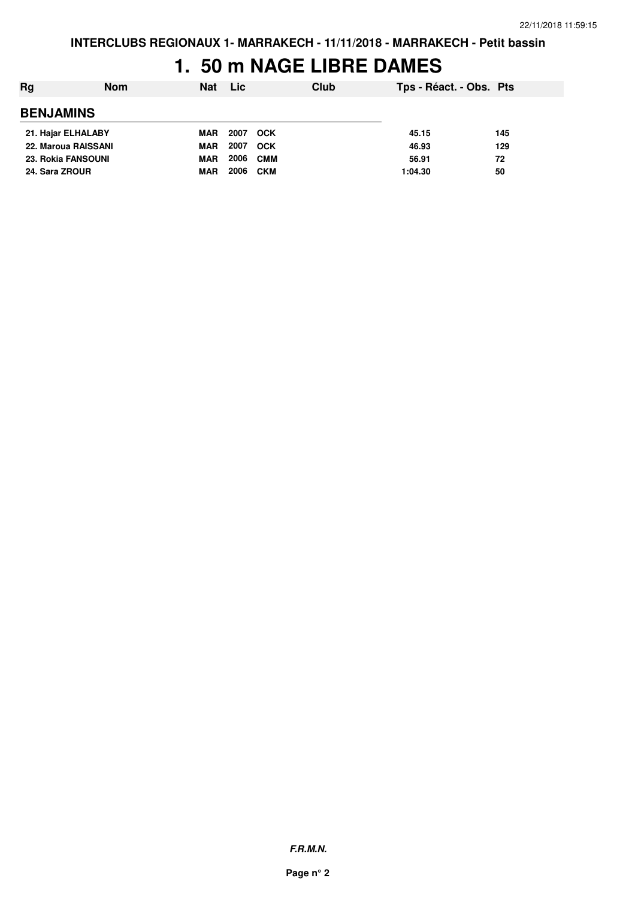# 1. 50 m NAGE LIBRE DAMES

| Rg | Nom | Nat | Lic | Club | Tps - Réact. - Obs. | Pts |
|---|---|---|---|---|---|---|
| **BENJAMINS** | | | | | | |
| 21. | Hajar ELHALABY | MAR | 2007 | OCK | 45.15 | 145 |
| 22. | Maroua RAISSANI | MAR | 2007 | OCK | 46.93 | 129 |
| 23. | Rokia FANSOUNI | MAR | 2006 | CMM | 56.91 | 72 |
| 24. | Sara ZROUR | MAR | 2006 | CKM | 1:04.30 | 50 |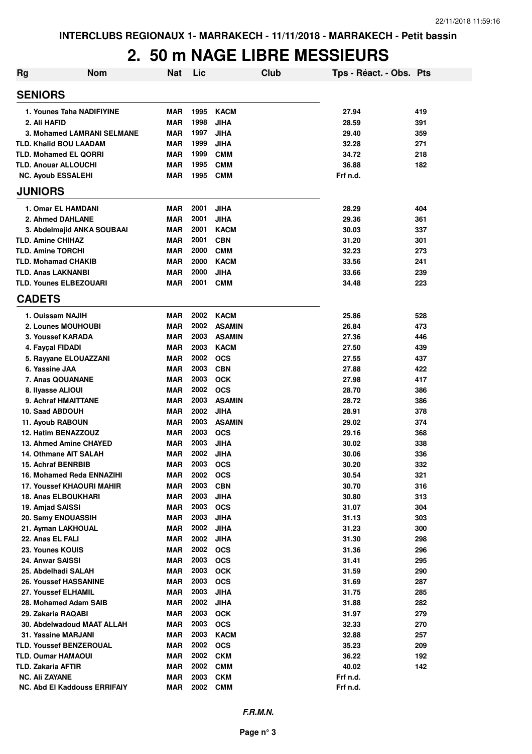INTERCLUBS REGIONAUX 1- MARRAKECH - 11/11/2018 - MARRAKECH - Petit bassin

# 2. 50 m NAGE LIBRE MESSIEURS

| Rg | Nom | Nat | Lic | Club | Tps - Réact. - Obs. | Pts |
|---|---|---|---|---|---|---|
| **SENIORS** | | | | | | |
| 1. | Younes Taha NADIFIYINE | MAR | 1995 | KACM | 27.94 | 419 |
| 2. | Ali HAFID | MAR | 1998 | JIHA | 28.59 | 391 |
| 3. | Mohamed LAMRANI SELMANE | MAR | 1997 | JIHA | 29.40 | 359 |
| TLD. | Khalid BOU LAADAM | MAR | 1999 | JIHA | 32.28 | 271 |
| TLD. | Mohamed EL QORRI | MAR | 1999 | CMM | 34.72 | 218 |
| TLD. | Anouar ALLOUCHI | MAR | 1995 | CMM | 36.88 | 182 |
| NC. | Ayoub ESSALEHI | MAR | 1995 | CMM | Frf n.d. | |
| **JUNIORS** | | | | | | |
| 1. | Omar EL HAMDANI | MAR | 2001 | JIHA | 28.29 | 404 |
| 2. | Ahmed DAHLANE | MAR | 2001 | JIHA | 29.36 | 361 |
| 3. | Abdelmajid ANKA SOUBAAI | MAR | 2001 | KACM | 30.03 | 337 |
| TLD. | Amine CHIHAZ | MAR | 2001 | CBN | 31.20 | 301 |
| TLD. | Amine TORCHI | MAR | 2000 | CMM | 32.23 | 273 |
| TLD. | Mohamad CHAKIB | MAR | 2000 | KACM | 33.56 | 241 |
| TLD. | Anas LAKNANBI | MAR | 2000 | JIHA | 33.66 | 239 |
| TLD. | Younes ELBEZOUARI | MAR | 2001 | CMM | 34.48 | 223 |
| **CADETS** | | | | | | |
| 1. | Ouissam NAJIH | MAR | 2002 | KACM | 25.86 | 528 |
| 2. | Lounes MOUHOUBI | MAR | 2002 | ASAMIN | 26.84 | 473 |
| 3. | Youssef KARADA | MAR | 2003 | ASAMIN | 27.36 | 446 |
| 4. | Fayçal FIDADI | MAR | 2003 | KACM | 27.50 | 439 |
| 5. | Rayyane ELOUAZZANI | MAR | 2002 | OCS | 27.55 | 437 |
| 6. | Yassine JAA | MAR | 2003 | CBN | 27.88 | 422 |
| 7. | Anas QOUANANE | MAR | 2003 | OCK | 27.98 | 417 |
| 8. | Ilyasse ALIOUI | MAR | 2002 | OCS | 28.70 | 386 |
| 9. | Achraf HMAITTANE | MAR | 2003 | ASAMIN | 28.72 | 386 |
| 10. | Saad ABDOUH | MAR | 2002 | JIHA | 28.91 | 378 |
| 11. | Ayoub RABOUN | MAR | 2003 | ASAMIN | 29.02 | 374 |
| 12. | Hatim BENAZZOUZ | MAR | 2003 | OCS | 29.16 | 368 |
| 13. | Ahmed Amine CHAYED | MAR | 2003 | JIHA | 30.02 | 338 |
| 14. | Othmane AIT SALAH | MAR | 2002 | JIHA | 30.06 | 336 |
| 15. | Achraf BENRBIB | MAR | 2003 | OCS | 30.20 | 332 |
| 16. | Mohamed Reda ENNAZIHI | MAR | 2002 | OCS | 30.54 | 321 |
| 17. | Youssef KHAOURI MAHIR | MAR | 2003 | CBN | 30.70 | 316 |
| 18. | Anas ELBOUKHARI | MAR | 2003 | JIHA | 30.80 | 313 |
| 19. | Amjad SAISSI | MAR | 2003 | OCS | 31.07 | 304 |
| 20. | Samy ENOUASSIH | MAR | 2003 | JIHA | 31.13 | 303 |
| 21. | Ayman LAKHOUAL | MAR | 2002 | JIHA | 31.23 | 300 |
| 22. | Anas EL FALI | MAR | 2002 | JIHA | 31.30 | 298 |
| 23. | Younes KOUIS | MAR | 2002 | OCS | 31.36 | 296 |
| 24. | Anwar SAISSI | MAR | 2003 | OCS | 31.41 | 295 |
| 25. | Abdelhadi SALAH | MAR | 2003 | OCK | 31.59 | 290 |
| 26. | Youssef HASSANINE | MAR | 2003 | OCS | 31.69 | 287 |
| 27. | Youssef ELHAMIL | MAR | 2003 | JIHA | 31.75 | 285 |
| 28. | Mohamed Adam SAIB | MAR | 2002 | JIHA | 31.88 | 282 |
| 29. | Zakaria RAQABI | MAR | 2003 | OCK | 31.97 | 279 |
| 30. | Abdelwadoud MAAT ALLAH | MAR | 2003 | OCS | 32.33 | 270 |
| 31. | Yassine MARJANI | MAR | 2003 | KACM | 32.88 | 257 |
| TLD. | Youssef BENZEROUAL | MAR | 2002 | OCS | 35.23 | 209 |
| TLD. | Oumar HAMAOUI | MAR | 2002 | CKM | 36.22 | 192 |
| TLD. | Zakaria AFTIR | MAR | 2002 | CMM | 40.02 | 142 |
| NC. | Ali ZAYANE | MAR | 2003 | CKM | Frf n.d. | |
| NC. | Abd El Kaddouss ERRIFAIY | MAR | 2002 | CMM | Frf n.d. | |

*F.R.M.N.*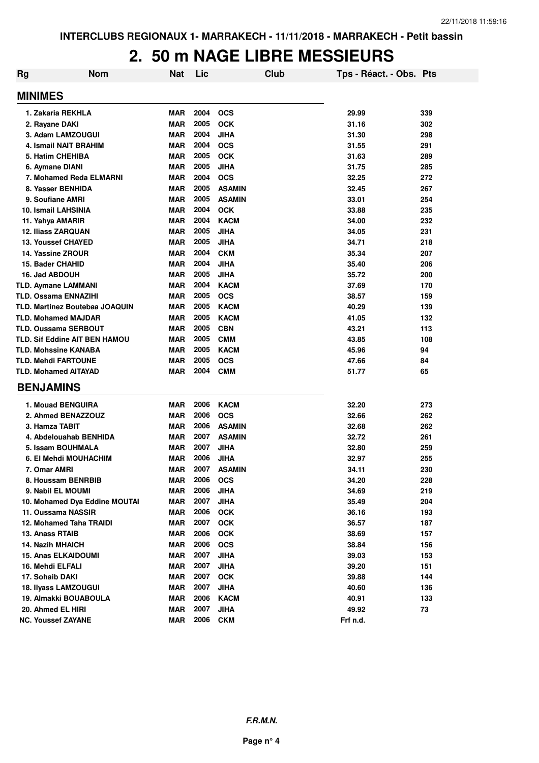# 2. 50 m NAGE LIBRE MESSIEURS

| Rg | Nom | Nat | Lic | Club | Tps - Réact. - Obs. | Pts |
|---|---|---|---|---|---|---|
| **MINIMES** | | | | | | |
| 1. | Zakaria REKHLA | MAR | 2004 | OCS | 29.99 | 339 |
| 2. | Rayane DAKI | MAR | 2005 | OCK | 31.16 | 302 |
| 3. | Adam LAMZOUGUI | MAR | 2004 | JIHA | 31.30 | 298 |
| 4. | Ismail NAIT BRAHIM | MAR | 2004 | OCS | 31.55 | 291 |
| 5. | Hatim CHEHIBA | MAR | 2005 | OCK | 31.63 | 289 |
| 6. | Aymane DIANI | MAR | 2005 | JIHA | 31.75 | 285 |
| 7. | Mohamed Reda ELMARNI | MAR | 2004 | OCS | 32.25 | 272 |
| 8. | Yasser BENHIDA | MAR | 2005 | ASAMIN | 32.45 | 267 |
| 9. | Soufiane AMRI | MAR | 2005 | ASAMIN | 33.01 | 254 |
| 10. | Ismail LAHSINIA | MAR | 2004 | OCK | 33.88 | 235 |
| 11. | Yahya AMARIR | MAR | 2004 | KACM | 34.00 | 232 |
| 12. | Iliass ZARQUAN | MAR | 2005 | JIHA | 34.05 | 231 |
| 13. | Youssef CHAYED | MAR | 2005 | JIHA | 34.71 | 218 |
| 14. | Yassine ZROUR | MAR | 2004 | CKM | 35.34 | 207 |
| 15. | Bader CHAHID | MAR | 2004 | JIHA | 35.40 | 206 |
| 16. | Jad ABDOUH | MAR | 2005 | JIHA | 35.72 | 200 |
| TLD. | Aymane LAMMANI | MAR | 2004 | KACM | 37.69 | 170 |
| TLD. | Ossama ENNAZIHI | MAR | 2005 | OCS | 38.57 | 159 |
| TLD. | Martinez Boutebaa JOAQUIN | MAR | 2005 | KACM | 40.29 | 139 |
| TLD. | Mohamed MAJDAR | MAR | 2005 | KACM | 41.05 | 132 |
| TLD. | Oussama SERBOUT | MAR | 2005 | CBN | 43.21 | 113 |
| TLD. | Sif Eddine AIT BEN HAMOU | MAR | 2005 | CMM | 43.85 | 108 |
| TLD. | Mohssine KANABA | MAR | 2005 | KACM | 45.96 | 94 |
| TLD. | Mehdi FARTOUNE | MAR | 2005 | OCS | 47.66 | 84 |
| TLD. | Mohamed AITAYAD | MAR | 2004 | CMM | 51.77 | 65 |
| **BENJAMINS** | | | | | | |
| 1. | Mouad BENGUIRA | MAR | 2006 | KACM | 32.20 | 273 |
| 2. | Ahmed BENAZZOUZ | MAR | 2006 | OCS | 32.66 | 262 |
| 3. | Hamza TABIT | MAR | 2006 | ASAMIN | 32.68 | 262 |
| 4. | Abdelouahab BENHIDA | MAR | 2007 | ASAMIN | 32.72 | 261 |
| 5. | Issam BOUHMALA | MAR | 2007 | JIHA | 32.80 | 259 |
| 6. | El Mehdi MOUHACHIM | MAR | 2006 | JIHA | 32.97 | 255 |
| 7. | Omar AMRI | MAR | 2007 | ASAMIN | 34.11 | 230 |
| 8. | Houssam BENRBIB | MAR | 2006 | OCS | 34.20 | 228 |
| 9. | Nabil EL MOUMI | MAR | 2006 | JIHA | 34.69 | 219 |
| 10. | Mohamed Dya Eddine MOUTAI | MAR | 2007 | JIHA | 35.49 | 204 |
| 11. | Oussama NASSIR | MAR | 2006 | OCK | 36.16 | 193 |
| 12. | Mohamed Taha TRAIDI | MAR | 2007 | OCK | 36.57 | 187 |
| 13. | Anass RTAIB | MAR | 2006 | OCK | 38.69 | 157 |
| 14. | Nazih MHAICH | MAR | 2006 | OCS | 38.84 | 156 |
| 15. | Anas ELKAIDOUMI | MAR | 2007 | JIHA | 39.03 | 153 |
| 16. | Mehdi ELFALI | MAR | 2007 | JIHA | 39.20 | 151 |
| 17. | Sohaib DAKI | MAR | 2007 | OCK | 39.88 | 144 |
| 18. | Ilyass LAMZOUGUI | MAR | 2007 | JIHA | 40.60 | 136 |
| 19. | Almakki BOUABOULA | MAR | 2006 | KACM | 40.91 | 133 |
| 20. | Ahmed EL HIRI | MAR | 2007 | JIHA | 49.92 | 73 |
| NC. | Youssef ZAYANE | MAR | 2006 | CKM | Frf n.d. | |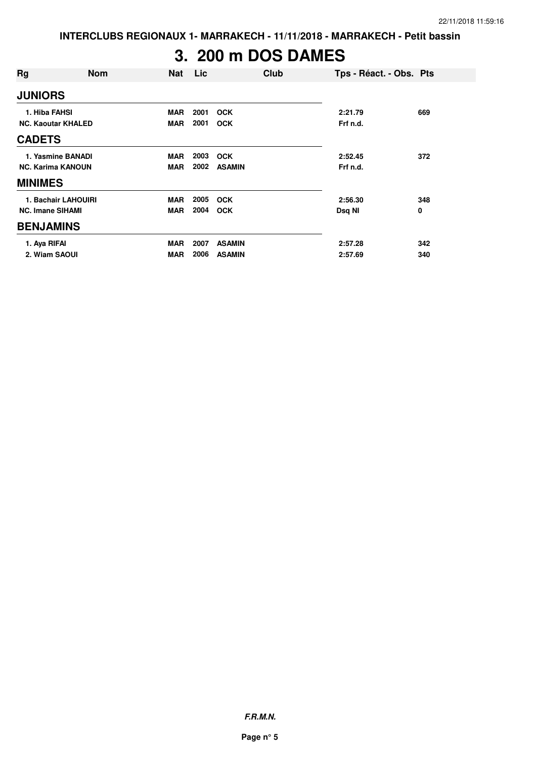# 3. 200 m DOS DAMES

| Rg | Nom | Nat | Lic | Club | Tps - Réact. - Obs. | Pts |
|---|---|---|---|---|---|---|
| **JUNIORS** | | | | | | |
| 1. Hiba FAHSI | | MAR | 2001 | OCK | 2:21.79 | 669 |
| NC. Kaoutar KHALED | | MAR | 2001 | OCK | Frf n.d. | |
| **CADETS** | | | | | | |
| 1. Yasmine BANADI | | MAR | 2003 | OCK | 2:52.45 | 372 |
| NC. Karima KANOUN | | MAR | 2002 | ASAMIN | Frf n.d. | |
| **MINIMES** | | | | | | |
| 1. Bachair LAHOUIRI | | MAR | 2005 | OCK | 2:56.30 | 348 |
| NC. Imane SIHAMI | | MAR | 2004 | OCK | Dsq NI | 0 |
| **BENJAMINS** | | | | | | |
| 1. Aya RIFAI | | MAR | 2007 | ASAMIN | 2:57.28 | 342 |
| 2. Wiam SAOUI | | MAR | 2006 | ASAMIN | 2:57.69 | 340 |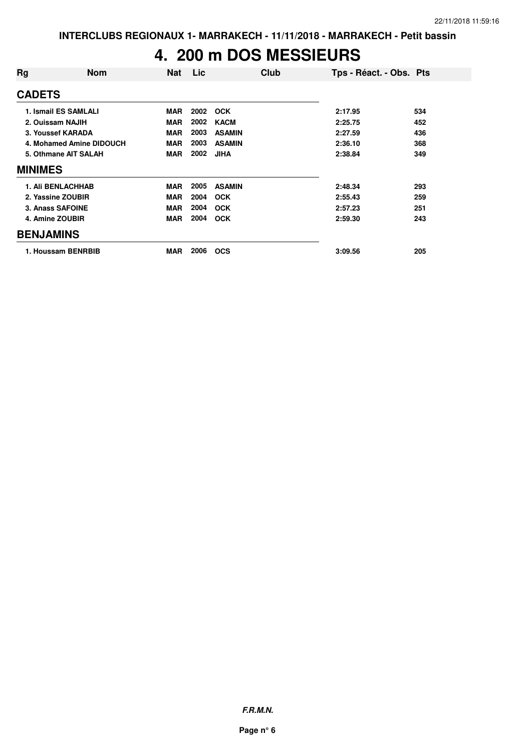# 4. 200 m DOS MESSIEURS

| Rg | Nom | Nat | Lic | Club | Tps - Réact. - Obs. | Pts |
|---|---|---|---|---|---|---|
| **CADETS** | | | | | | |
| 1. Ismail ES SAMLALI | | MAR | 2002 | OCK | 2:17.95 | 534 |
| 2. Ouissam NAJIH | | MAR | 2002 | KACM | 2:25.75 | 452 |
| 3. Youssef KARADA | | MAR | 2003 | ASAMIN | 2:27.59 | 436 |
| 4. Mohamed Amine DIDOUCH | | MAR | 2003 | ASAMIN | 2:36.10 | 368 |
| 5. Othmane AIT SALAH | | MAR | 2002 | JIHA | 2:38.84 | 349 |
| **MINIMES** | | | | | | |
| 1. Ali BENLACHHAB | | MAR | 2005 | ASAMIN | 2:48.34 | 293 |
| 2. Yassine ZOUBIR | | MAR | 2004 | OCK | 2:55.43 | 259 |
| 3. Anass SAFOINE | | MAR | 2004 | OCK | 2:57.23 | 251 |
| 4. Amine ZOUBIR | | MAR | 2004 | OCK | 2:59.30 | 243 |
| **BENJAMINS** | | | | | | |
| 1. Houssam BENRBIB | | MAR | 2006 | OCS | 3:09.56 | 205 |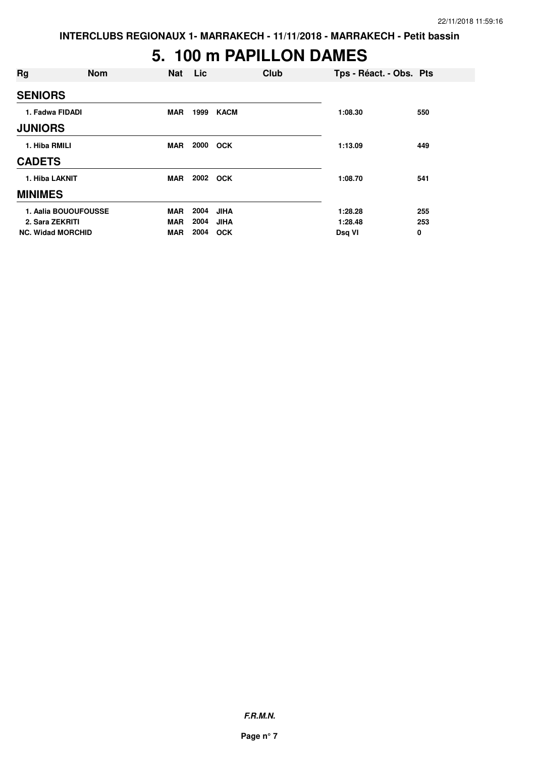INTERCLUBS REGIONAUX 1- MARRAKECH - 11/11/2018 - MARRAKECH - Petit bassin

# 5. 100 m PAPILLON DAMES

| Rg | Nom | Nat | Lic | Club | Tps - Réact. - Obs. | Pts |
|---|---|---|---|---|---|---|
| **SENIORS** | | | | | | |
| 1. Fadwa FIDADI | | MAR | 1999 | KACM | 1:08.30 | 550 |
| **JUNIORS** | | | | | | |
| 1. Hiba RMILI | | MAR | 2000 | OCK | 1:13.09 | 449 |
| **CADETS** | | | | | | |
| 1. Hiba LAKNIT | | MAR | 2002 | OCK | 1:08.70 | 541 |
| **MINIMES** | | | | | | |
| 1. Aalia BOUOUFOUSSE | | MAR | 2004 | JIHA | 1:28.28 | 255 |
| 2. Sara ZEKRITI | | MAR | 2004 | JIHA | 1:28.48 | 253 |
| NC. Widad MORCHID | | MAR | 2004 | OCK | Dsq VI | 0 |

*F.R.M.N.*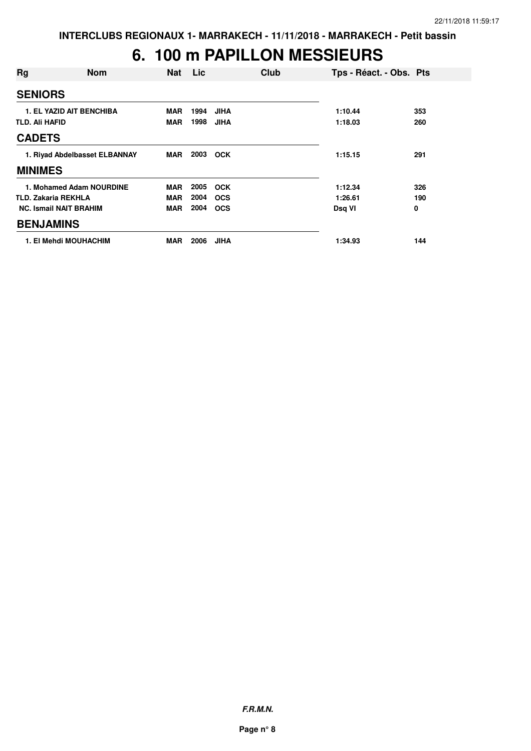INTERCLUBS REGIONAUX 1- MARRAKECH - 11/11/2018 - MARRAKECH - Petit bassin

# 6. 100 m PAPILLON MESSIEURS

| Rg | Nom | Nat | Lic | Club | Tps - Réact. - Obs. | Pts |
|---|---|---|---|---|---|---|
| **SENIORS** | | | | | | |
| 1. | EL YAZID AIT BENCHIBA | MAR | 1994 | JIHA | 1:10.44 | 353 |
| TLD. | Ali HAFID | MAR | 1998 | JIHA | 1:18.03 | 260 |
| **CADETS** | | | | | | |
| 1. | Riyad Abdelbasset ELBANNAY | MAR | 2003 | OCK | 1:15.15 | 291 |
| **MINIMES** | | | | | | |
| 1. | Mohamed Adam NOURDINE | MAR | 2005 | OCK | 1:12.34 | 326 |
| TLD. | Zakaria REKHLA | MAR | 2004 | OCS | 1:26.61 | 190 |
| NC. | Ismail NAIT BRAHIM | MAR | 2004 | OCS | Dsq VI | 0 |
| **BENJAMINS** | | | | | | |
| 1. | El Mehdi MOUHACHIM | MAR | 2006 | JIHA | 1:34.93 | 144 |

***F.R.M.N.***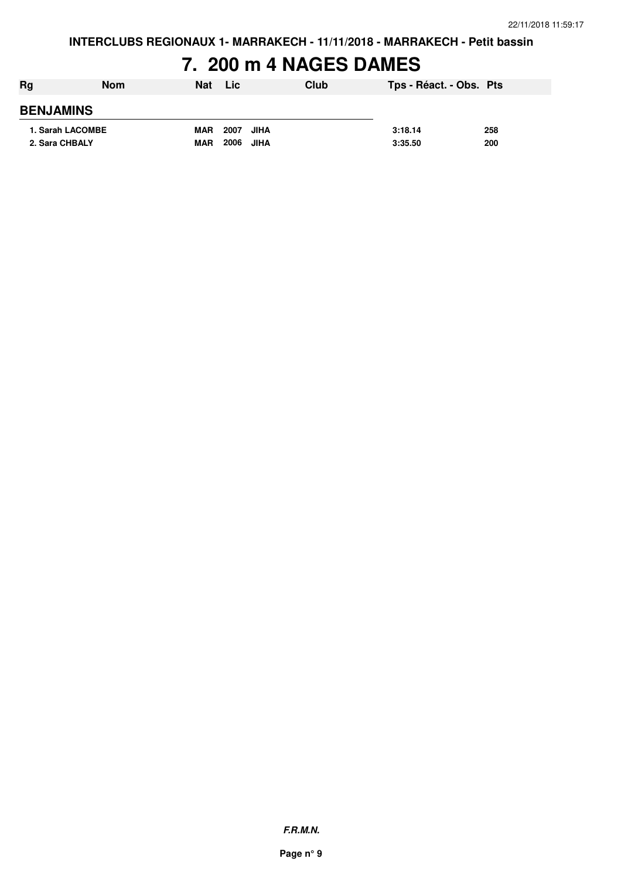# 7. 200 m 4 NAGES DAMES

| Rg | Nom | Nat | Lic | Club | Tps - Réact. - Obs. | Pts |
|---|---|---|---|---|---|---|
| **BENJAMINS** | | | | | | |
| 1. Sarah LACOMBE | | MAR | 2007 | JIHA | 3:18.14 | 258 |
| 2. Sara CHBALY | | MAR | 2006 | JIHA | 3:35.50 | 200 |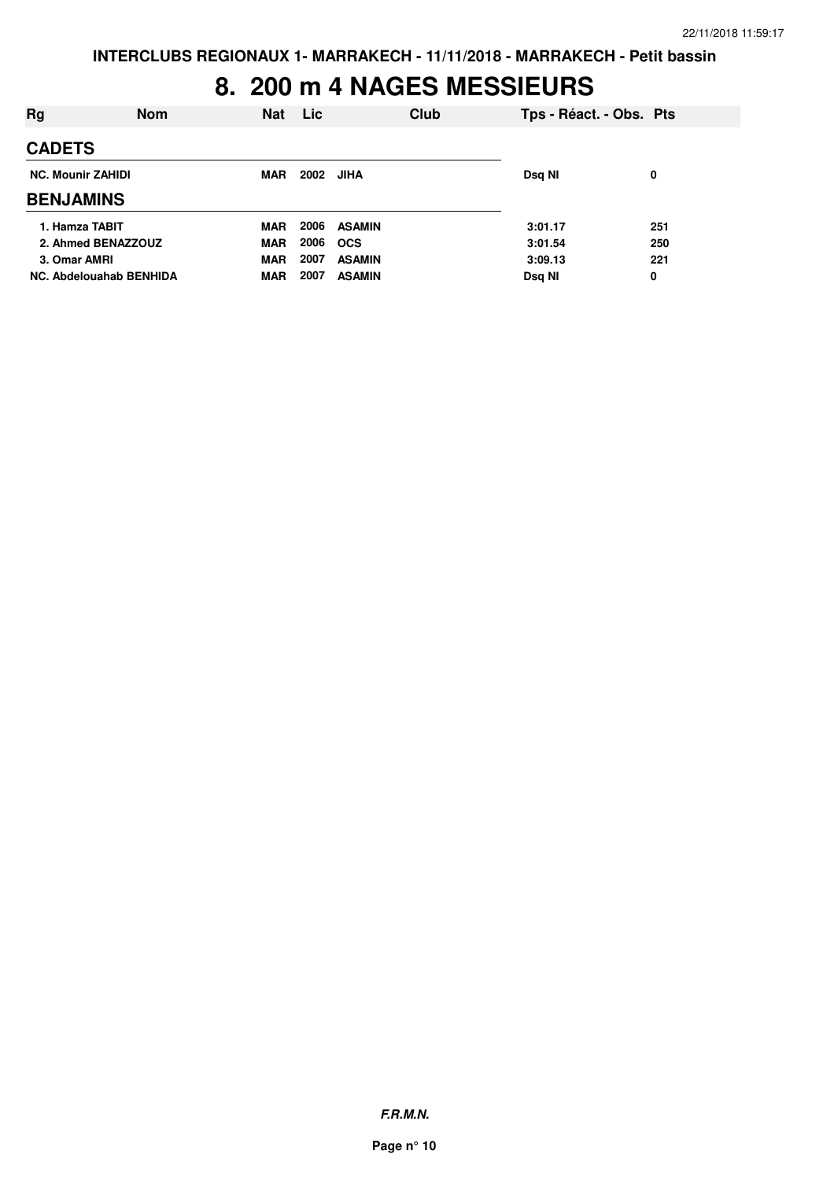INTERCLUBS REGIONAUX 1- MARRAKECH - 11/11/2018 - MARRAKECH - Petit bassin

# 8. 200 m 4 NAGES MESSIEURS

| Rg | Nom | Nat | Lic | Club | Tps - Réact. - Obs. | Pts |
|---|---|---|---|---|---|---|
| **CADETS** | | | | | | |
| NC. | Mounir ZAHIDI | MAR | 2002 | JIHA | Dsq NI | 0 |
| **BENJAMINS** | | | | | | |
| 1. | Hamza TABIT | MAR | 2006 | ASAMIN | 3:01.17 | 251 |
| 2. | Ahmed BENAZZOUZ | MAR | 2006 | OCS | 3:01.54 | 250 |
| 3. | Omar AMRI | MAR | 2007 | ASAMIN | 3:09.13 | 221 |
| NC. | Abdelouahab BENHIDA | MAR | 2007 | ASAMIN | Dsq NI | 0 |

*F.R.M.N.*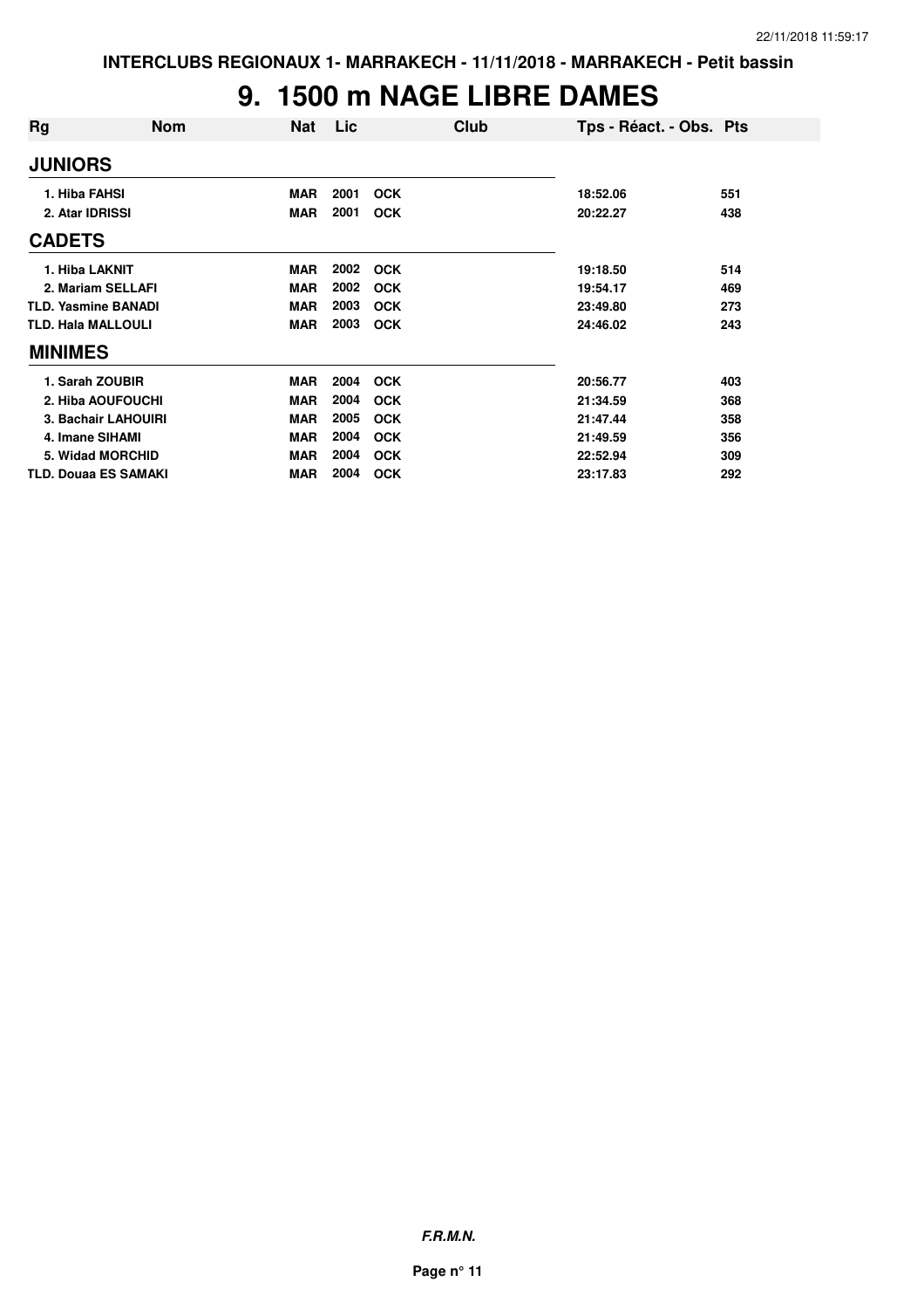# 9. 1500 m NAGE LIBRE DAMES

| Rg | Nom | Nat | Lic | Club | Tps - Réact. - Obs. | Pts |
|---|---|---|---|---|---|---|
| **JUNIORS** | | | | | | |
| 1. | Hiba FAHSI | MAR | 2001 | OCK | 18:52.06 | 551 |
| 2. | Atar IDRISSI | MAR | 2001 | OCK | 20:22.27 | 438 |
| **CADETS** | | | | | | |
| 1. | Hiba LAKNIT | MAR | 2002 | OCK | 19:18.50 | 514 |
| 2. | Mariam SELLAFI | MAR | 2002 | OCK | 19:54.17 | 469 |
| TLD. | Yasmine BANADI | MAR | 2003 | OCK | 23:49.80 | 273 |
| TLD. | Hala MALLOULI | MAR | 2003 | OCK | 24:46.02 | 243 |
| **MINIMES** | | | | | | |
| 1. | Sarah ZOUBIR | MAR | 2004 | OCK | 20:56.77 | 403 |
| 2. | Hiba AOUFOUCHI | MAR | 2004 | OCK | 21:34.59 | 368 |
| 3. | Bachair LAHOUIRI | MAR | 2005 | OCK | 21:47.44 | 358 |
| 4. | Imane SIHAMI | MAR | 2004 | OCK | 21:49.59 | 356 |
| 5. | Widad MORCHID | MAR | 2004 | OCK | 22:52.94 | 309 |
| TLD. | Douaa ES SAMAKI | MAR | 2004 | OCK | 23:17.83 | 292 |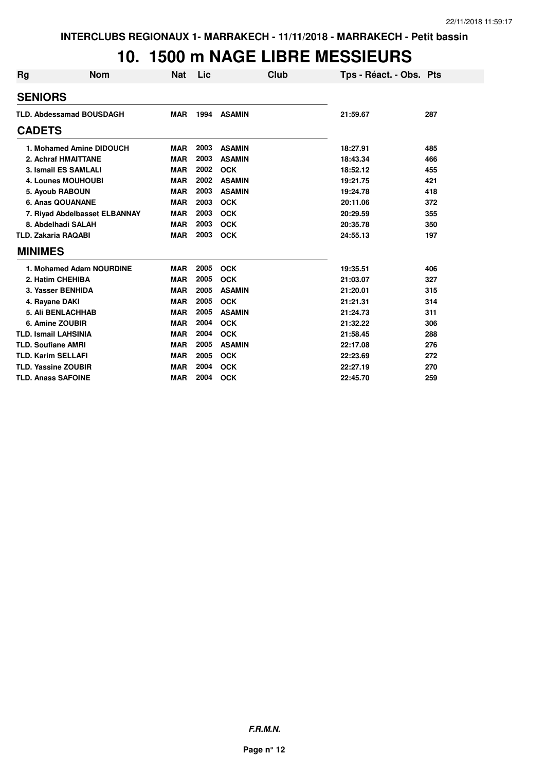**INTERCLUBS REGIONAUX 1- MARRAKECH - 11/11/2018 - MARRAKECH - Petit bassin**

# 10. 1500 m NAGE LIBRE MESSIEURS

| Rg | Nom | Nat | Lic | Club | Tps - Réact. - Obs. | Pts |
|---|---|---|---|---|---|---|
| **SENIORS** | | | | | | |
| TLD. | Abdessamad BOUSDAGH | MAR | 1994 | ASAMIN | 21:59.67 | 287 |
| **CADETS** | | | | | | |
| 1. | Mohamed Amine DIDOUCH | MAR | 2003 | ASAMIN | 18:27.91 | 485 |
| 2. | Achraf HMAITTANE | MAR | 2003 | ASAMIN | 18:43.34 | 466 |
| 3. | Ismail ES SAMLALI | MAR | 2002 | OCK | 18:52.12 | 455 |
| 4. | Lounes MOUHOUBI | MAR | 2002 | ASAMIN | 19:21.75 | 421 |
| 5. | Ayoub RABOUN | MAR | 2003 | ASAMIN | 19:24.78 | 418 |
| 6. | Anas QOUANANE | MAR | 2003 | OCK | 20:11.06 | 372 |
| 7. | Riyad Abdelbasset ELBANNAY | MAR | 2003 | OCK | 20:29.59 | 355 |
| 8. | Abdelhadi SALAH | MAR | 2003 | OCK | 20:35.78 | 350 |
| TLD. | Zakaria RAQABI | MAR | 2003 | OCK | 24:55.13 | 197 |
| **MINIMES** | | | | | | |
| 1. | Mohamed Adam NOURDINE | MAR | 2005 | OCK | 19:35.51 | 406 |
| 2. | Hatim CHEHIBA | MAR | 2005 | OCK | 21:03.07 | 327 |
| 3. | Yasser BENHIDA | MAR | 2005 | ASAMIN | 21:20.01 | 315 |
| 4. | Rayane DAKI | MAR | 2005 | OCK | 21:21.31 | 314 |
| 5. | Ali BENLACHHAB | MAR | 2005 | ASAMIN | 21:24.73 | 311 |
| 6. | Amine ZOUBIR | MAR | 2004 | OCK | 21:32.22 | 306 |
| TLD. | Ismail LAHSINIA | MAR | 2004 | OCK | 21:58.45 | 288 |
| TLD. | Soufiane AMRI | MAR | 2005 | ASAMIN | 22:17.08 | 276 |
| TLD. | Karim SELLAFI | MAR | 2005 | OCK | 22:23.69 | 272 |
| TLD. | Yassine ZOUBIR | MAR | 2004 | OCK | 22:27.19 | 270 |
| TLD. | Anass SAFOINE | MAR | 2004 | OCK | 22:45.70 | 259 |

***F.R.M.N.***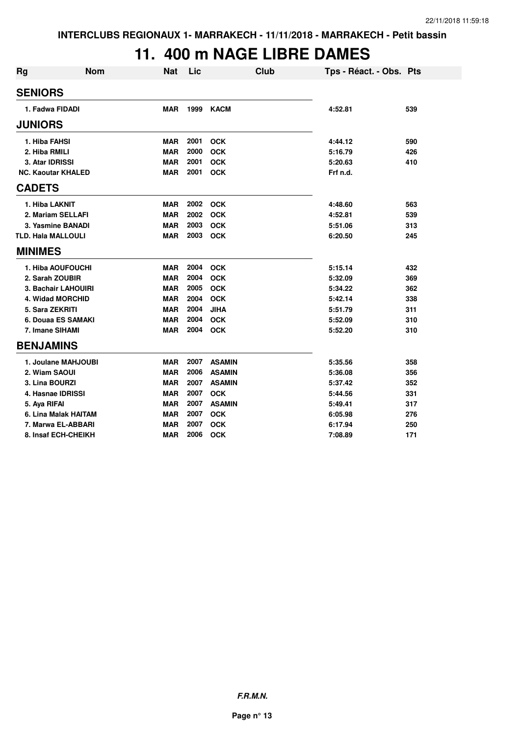INTERCLUBS REGIONAUX 1- MARRAKECH - 11/11/2018 - MARRAKECH - Petit bassin

# 11. 400 m NAGE LIBRE DAMES

| Rg | Nom | Nat | Lic | Club | Tps - Réact. - Obs. | Pts |
|---|---|---|---|---|---|---|
| **SENIORS** | | | | | | |
| 1. | Fadwa FIDADI | MAR | 1999 | KACM | 4:52.81 | 539 |
| **JUNIORS** | | | | | | |
| 1. | Hiba FAHSI | MAR | 2001 | OCK | 4:44.12 | 590 |
| 2. | Hiba RMILI | MAR | 2000 | OCK | 5:16.79 | 426 |
| 3. | Atar IDRISSI | MAR | 2001 | OCK | 5:20.63 | 410 |
| NC. | Kaoutar KHALED | MAR | 2001 | OCK | Frf n.d. | |
| **CADETS** | | | | | | |
| 1. | Hiba LAKNIT | MAR | 2002 | OCK | 4:48.60 | 563 |
| 2. | Mariam SELLAFI | MAR | 2002 | OCK | 4:52.81 | 539 |
| 3. | Yasmine BANADI | MAR | 2003 | OCK | 5:51.06 | 313 |
| TLD. | Hala MALLOULI | MAR | 2003 | OCK | 6:20.50 | 245 |
| **MINIMES** | | | | | | |
| 1. | Hiba AOUFOUCHI | MAR | 2004 | OCK | 5:15.14 | 432 |
| 2. | Sarah ZOUBIR | MAR | 2004 | OCK | 5:32.09 | 369 |
| 3. | Bachair LAHOUIRI | MAR | 2005 | OCK | 5:34.22 | 362 |
| 4. | Widad MORCHID | MAR | 2004 | OCK | 5:42.14 | 338 |
| 5. | Sara ZEKRITI | MAR | 2004 | JIHA | 5:51.79 | 311 |
| 6. | Douaa ES SAMAKI | MAR | 2004 | OCK | 5:52.09 | 310 |
| 7. | Imane SIHAMI | MAR | 2004 | OCK | 5:52.20 | 310 |
| **BENJAMINS** | | | | | | |
| 1. | Joulane MAHJOUBI | MAR | 2007 | ASAMIN | 5:35.56 | 358 |
| 2. | Wiam SAOUI | MAR | 2006 | ASAMIN | 5:36.08 | 356 |
| 3. | Lina BOURZI | MAR | 2007 | ASAMIN | 5:37.42 | 352 |
| 4. | Hasnae IDRISSI | MAR | 2007 | OCK | 5:44.56 | 331 |
| 5. | Aya RIFAI | MAR | 2007 | ASAMIN | 5:49.41 | 317 |
| 6. | Lina Malak HAITAM | MAR | 2007 | OCK | 6:05.98 | 276 |
| 7. | Marwa EL-ABBARI | MAR | 2007 | OCK | 6:17.94 | 250 |
| 8. | Insaf ECH-CHEIKH | MAR | 2006 | OCK | 7:08.89 | 171 |

*F.R.M.N.*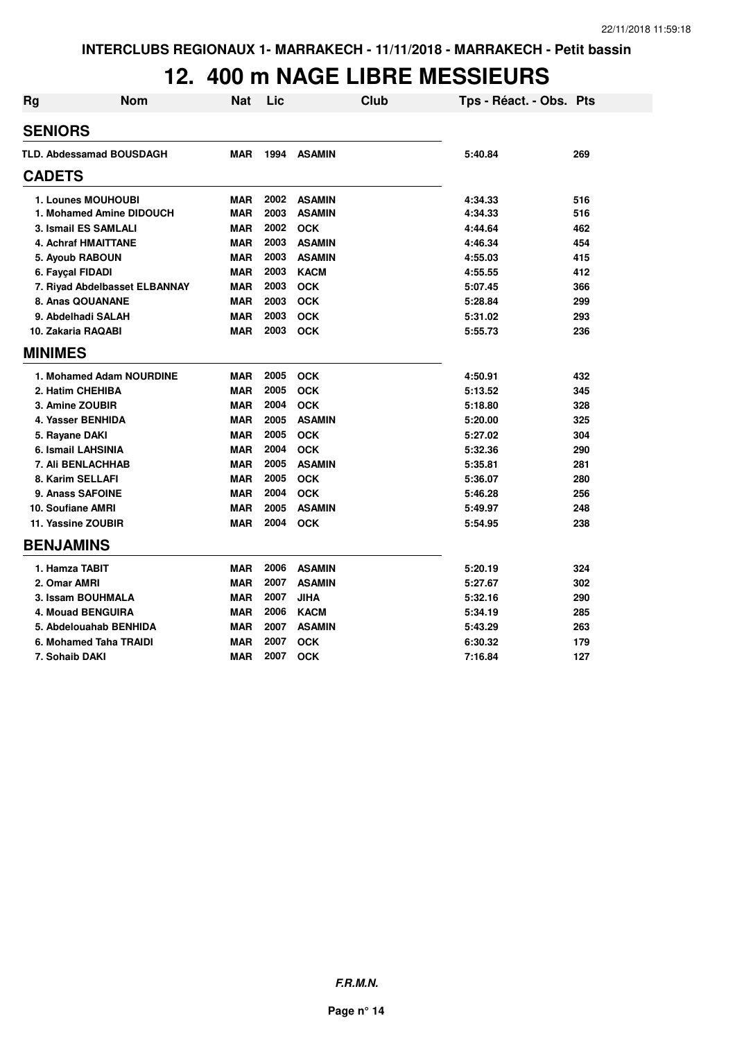INTERCLUBS REGIONAUX 1- MARRAKECH - 11/11/2018 - MARRAKECH - Petit bassin

# 12. 400 m NAGE LIBRE MESSIEURS

| Rg | Nom | Nat | Lic | Club | Tps - Réact. - Obs. | Pts |
|---|---|---|---|---|---|---|
| **SENIORS** | | | | | | |
| TLD. | Abdessamad BOUSDAGH | MAR | 1994 | ASAMIN | 5:40.84 | 269 |
| **CADETS** | | | | | | |
| 1. | Lounes MOUHOUBI | MAR | 2002 | ASAMIN | 4:34.33 | 516 |
| 1. | Mohamed Amine DIDOUCH | MAR | 2003 | ASAMIN | 4:34.33 | 516 |
| 3. | Ismail ES SAMLALI | MAR | 2002 | OCK | 4:44.64 | 462 |
| 4. | Achraf HMAITTANE | MAR | 2003 | ASAMIN | 4:46.34 | 454 |
| 5. | Ayoub RABOUN | MAR | 2003 | ASAMIN | 4:55.03 | 415 |
| 6. | Fayçal FIDADI | MAR | 2003 | KACM | 4:55.55 | 412 |
| 7. | Riyad Abdelbasset ELBANNAY | MAR | 2003 | OCK | 5:07.45 | 366 |
| 8. | Anas QOUANANE | MAR | 2003 | OCK | 5:28.84 | 299 |
| 9. | Abdelhadi SALAH | MAR | 2003 | OCK | 5:31.02 | 293 |
| 10. | Zakaria RAQABI | MAR | 2003 | OCK | 5:55.73 | 236 |
| **MINIMES** | | | | | | |
| 1. | Mohamed Adam NOURDINE | MAR | 2005 | OCK | 4:50.91 | 432 |
| 2. | Hatim CHEHIBA | MAR | 2005 | OCK | 5:13.52 | 345 |
| 3. | Amine ZOUBIR | MAR | 2004 | OCK | 5:18.80 | 328 |
| 4. | Yasser BENHIDA | MAR | 2005 | ASAMIN | 5:20.00 | 325 |
| 5. | Rayane DAKI | MAR | 2005 | OCK | 5:27.02 | 304 |
| 6. | Ismail LAHSINIA | MAR | 2004 | OCK | 5:32.36 | 290 |
| 7. | Ali BENLACHHAB | MAR | 2005 | ASAMIN | 5:35.81 | 281 |
| 8. | Karim SELLAFI | MAR | 2005 | OCK | 5:36.07 | 280 |
| 9. | Anass SAFOINE | MAR | 2004 | OCK | 5:46.28 | 256 |
| 10. | Soufiane AMRI | MAR | 2005 | ASAMIN | 5:49.97 | 248 |
| 11. | Yassine ZOUBIR | MAR | 2004 | OCK | 5:54.95 | 238 |
| **BENJAMINS** | | | | | | |
| 1. | Hamza TABIT | MAR | 2006 | ASAMIN | 5:20.19 | 324 |
| 2. | Omar AMRI | MAR | 2007 | ASAMIN | 5:27.67 | 302 |
| 3. | Issam BOUHMALA | MAR | 2007 | JIHA | 5:32.16 | 290 |
| 4. | Mouad BENGUIRA | MAR | 2006 | KACM | 5:34.19 | 285 |
| 5. | Abdelouahab BENHIDA | MAR | 2007 | ASAMIN | 5:43.29 | 263 |
| 6. | Mohamed Taha TRAIDI | MAR | 2007 | OCK | 6:30.32 | 179 |
| 7. | Sohaib DAKI | MAR | 2007 | OCK | 7:16.84 | 127 |

***F.R.M.N.***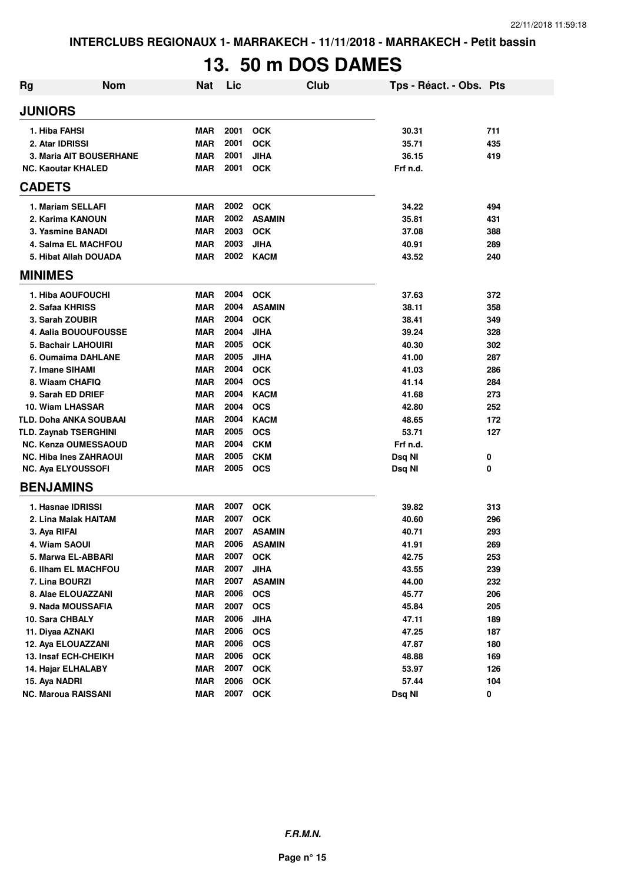INTERCLUBS REGIONAUX 1- MARRAKECH - 11/11/2018 - MARRAKECH - Petit bassin

# 13. 50 m DOS DAMES

| Rg | Nom | Nat | Lic | Club | Tps - Réact. - Obs. | Pts |
|---|---|---|---|---|---|---|
| **JUNIORS** | | | | | | |
| 1. Hiba FAHSI | | MAR | 2001 | OCK | 30.31 | 711 |
| 2. Atar IDRISSI | | MAR | 2001 | OCK | 35.71 | 435 |
| 3. Maria AIT BOUSERHANE | | MAR | 2001 | JIHA | 36.15 | 419 |
| NC. Kaoutar KHALED | | MAR | 2001 | OCK | Frf n.d. | |
| **CADETS** | | | | | | |
| 1. Mariam SELLAFI | | MAR | 2002 | OCK | 34.22 | 494 |
| 2. Karima KANOUN | | MAR | 2002 | ASAMIN | 35.81 | 431 |
| 3. Yasmine BANADI | | MAR | 2003 | OCK | 37.08 | 388 |
| 4. Salma EL MACHFOU | | MAR | 2003 | JIHA | 40.91 | 289 |
| 5. Hibat Allah DOUADA | | MAR | 2002 | KACM | 43.52 | 240 |
| **MINIMES** | | | | | | |
| 1. Hiba AOUFOUCHI | | MAR | 2004 | OCK | 37.63 | 372 |
| 2. Safaa KHRISS | | MAR | 2004 | ASAMIN | 38.11 | 358 |
| 3. Sarah ZOUBIR | | MAR | 2004 | OCK | 38.41 | 349 |
| 4. Aalia BOUOUFOUSSE | | MAR | 2004 | JIHA | 39.24 | 328 |
| 5. Bachair LAHOUIRI | | MAR | 2005 | OCK | 40.30 | 302 |
| 6. Oumaima DAHLANE | | MAR | 2005 | JIHA | 41.00 | 287 |
| 7. Imane SIHAMI | | MAR | 2004 | OCK | 41.03 | 286 |
| 8. Wiaam CHAFIQ | | MAR | 2004 | OCS | 41.14 | 284 |
| 9. Sarah ED DRIEF | | MAR | 2004 | KACM | 41.68 | 273 |
| 10. Wiam LHASSAR | | MAR | 2004 | OCS | 42.80 | 252 |
| TLD. Doha ANKA SOUBAAI | | MAR | 2004 | KACM | 48.65 | 172 |
| TLD. Zaynab TSERGHINI | | MAR | 2005 | OCS | 53.71 | 127 |
| NC. Kenza OUMESSAOUD | | MAR | 2004 | CKM | Frf n.d. | |
| NC. Hiba Ines ZAHRAOUI | | MAR | 2005 | CKM | Dsq NI | 0 |
| NC. Aya ELYOUSSOFI | | MAR | 2005 | OCS | Dsq NI | 0 |
| **BENJAMINS** | | | | | | |
| 1. Hasnae IDRISSI | | MAR | 2007 | OCK | 39.82 | 313 |
| 2. Lina Malak HAITAM | | MAR | 2007 | OCK | 40.60 | 296 |
| 3. Aya RIFAI | | MAR | 2007 | ASAMIN | 40.71 | 293 |
| 4. Wiam SAOUI | | MAR | 2006 | ASAMIN | 41.91 | 269 |
| 5. Marwa EL-ABBARI | | MAR | 2007 | OCK | 42.75 | 253 |
| 6. Ilham EL MACHFOU | | MAR | 2007 | JIHA | 43.55 | 239 |
| 7. Lina BOURZI | | MAR | 2007 | ASAMIN | 44.00 | 232 |
| 8. Alae ELOUAZZANI | | MAR | 2006 | OCS | 45.77 | 206 |
| 9. Nada MOUSSAFIA | | MAR | 2007 | OCS | 45.84 | 205 |
| 10. Sara CHBALY | | MAR | 2006 | JIHA | 47.11 | 189 |
| 11. Diyaa AZNAKI | | MAR | 2006 | OCS | 47.25 | 187 |
| 12. Aya ELOUAZZANI | | MAR | 2006 | OCS | 47.87 | 180 |
| 13. Insaf ECH-CHEIKH | | MAR | 2006 | OCK | 48.88 | 169 |
| 14. Hajar ELHALABY | | MAR | 2007 | OCK | 53.97 | 126 |
| 15. Aya NADRI | | MAR | 2006 | OCK | 57.44 | 104 |
| NC. Maroua RAISSANI | | MAR | 2007 | OCK | Dsq NI | 0 |

*F.R.M.N.*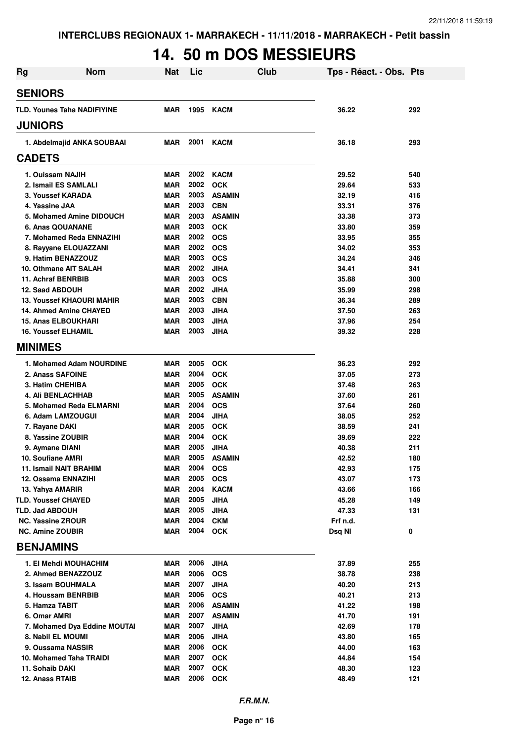INTERCLUBS REGIONAUX 1- MARRAKECH - 11/11/2018 - MARRAKECH - Petit bassin

# 14. 50 m DOS MESSIEURS

| Rg | Nom | Nat | Lic | Club | Tps - Réact. - Obs. | Pts |
|---|---|---|---|---|---|---|
| **SENIORS** | | | | | | |
| TLD. | Younes Taha NADIFIYINE | MAR | 1995 | KACM | 36.22 | 292 |
| **JUNIORS** | | | | | | |
| 1. | Abdelmajid ANKA SOUBAAI | MAR | 2001 | KACM | 36.18 | 293 |
| **CADETS** | | | | | | |
| 1. | Ouissam NAJIH | MAR | 2002 | KACM | 29.52 | 540 |
| 2. | Ismail ES SAMLALI | MAR | 2002 | OCK | 29.64 | 533 |
| 3. | Youssef KARADA | MAR | 2003 | ASAMIN | 32.19 | 416 |
| 4. | Yassine JAA | MAR | 2003 | CBN | 33.31 | 376 |
| 5. | Mohamed Amine DIDOUCH | MAR | 2003 | ASAMIN | 33.38 | 373 |
| 6. | Anas QOUANANE | MAR | 2003 | OCK | 33.80 | 359 |
| 7. | Mohamed Reda ENNAZIHI | MAR | 2002 | OCS | 33.95 | 355 |
| 8. | Rayyane ELOUAZZANI | MAR | 2002 | OCS | 34.02 | 353 |
| 9. | Hatim BENAZZOUZ | MAR | 2003 | OCS | 34.24 | 346 |
| 10. | Othmane AIT SALAH | MAR | 2002 | JIHA | 34.41 | 341 |
| 11. | Achraf BENRBIB | MAR | 2003 | OCS | 35.88 | 300 |
| 12. | Saad ABDOUH | MAR | 2002 | JIHA | 35.99 | 298 |
| 13. | Youssef KHAOURI MAHIR | MAR | 2003 | CBN | 36.34 | 289 |
| 14. | Ahmed Amine CHAYED | MAR | 2003 | JIHA | 37.50 | 263 |
| 15. | Anas ELBOUKHARI | MAR | 2003 | JIHA | 37.96 | 254 |
| 16. | Youssef ELHAMIL | MAR | 2003 | JIHA | 39.32 | 228 |
| **MINIMES** | | | | | | |
| 1. | Mohamed Adam NOURDINE | MAR | 2005 | OCK | 36.23 | 292 |
| 2. | Anass SAFOINE | MAR | 2004 | OCK | 37.05 | 273 |
| 3. | Hatim CHEHIBA | MAR | 2005 | OCK | 37.48 | 263 |
| 4. | Ali BENLACHHAB | MAR | 2005 | ASAMIN | 37.60 | 261 |
| 5. | Mohamed Reda ELMARNI | MAR | 2004 | OCS | 37.64 | 260 |
| 6. | Adam LAMZOUGUI | MAR | 2004 | JIHA | 38.05 | 252 |
| 7. | Rayane DAKI | MAR | 2005 | OCK | 38.59 | 241 |
| 8. | Yassine ZOUBIR | MAR | 2004 | OCK | 39.69 | 222 |
| 9. | Aymane DIANI | MAR | 2005 | JIHA | 40.38 | 211 |
| 10. | Soufiane AMRI | MAR | 2005 | ASAMIN | 42.52 | 180 |
| 11. | Ismail NAIT BRAHIM | MAR | 2004 | OCS | 42.93 | 175 |
| 12. | Ossama ENNAZIHI | MAR | 2005 | OCS | 43.07 | 173 |
| 13. | Yahya AMARIR | MAR | 2004 | KACM | 43.66 | 166 |
| TLD. | Youssef CHAYED | MAR | 2005 | JIHA | 45.28 | 149 |
| TLD. | Jad ABDOUH | MAR | 2005 | JIHA | 47.33 | 131 |
| NC. | Yassine ZROUR | MAR | 2004 | CKM | Frf n.d. | |
| NC. | Amine ZOUBIR | MAR | 2004 | OCK | Dsq NI | 0 |
| **BENJAMINS** | | | | | | |
| 1. | El Mehdi MOUHACHIM | MAR | 2006 | JIHA | 37.89 | 255 |
| 2. | Ahmed BENAZZOUZ | MAR | 2006 | OCS | 38.78 | 238 |
| 3. | Issam BOUHMALA | MAR | 2007 | JIHA | 40.20 | 213 |
| 4. | Houssam BENRBIB | MAR | 2006 | OCS | 40.21 | 213 |
| 5. | Hamza TABIT | MAR | 2006 | ASAMIN | 41.22 | 198 |
| 6. | Omar AMRI | MAR | 2007 | ASAMIN | 41.70 | 191 |
| 7. | Mohamed Dya Eddine MOUTAI | MAR | 2007 | JIHA | 42.69 | 178 |
| 8. | Nabil EL MOUMI | MAR | 2006 | JIHA | 43.80 | 165 |
| 9. | Oussama NASSIR | MAR | 2006 | OCK | 44.00 | 163 |
| 10. | Mohamed Taha TRAIDI | MAR | 2007 | OCK | 44.84 | 154 |
| 11. | Sohaib DAKI | MAR | 2007 | OCK | 48.30 | 123 |
| 12. | Anass RTAIB | MAR | 2006 | OCK | 48.49 | 121 |

*F.R.M.N.*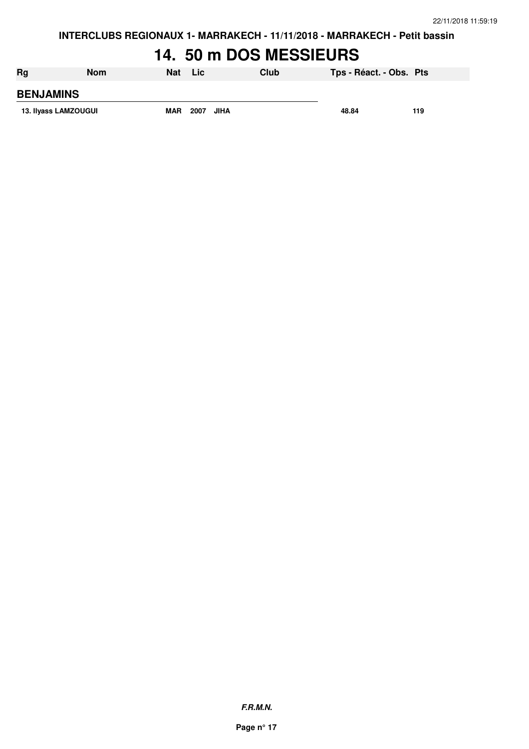# 14. 50 m DOS MESSIEURS

| Rg | Nom | Nat | Lic | Club | Tps - Réact. - Obs. | Pts |
|---|---|---|---|---|---|---|
| **BENJAMINS** | | | | | | |
| 13. | Ilyass LAMZOUGUI | MAR | 2007 | JIHA | 48.84 | 119 |

*F.R.M.N.*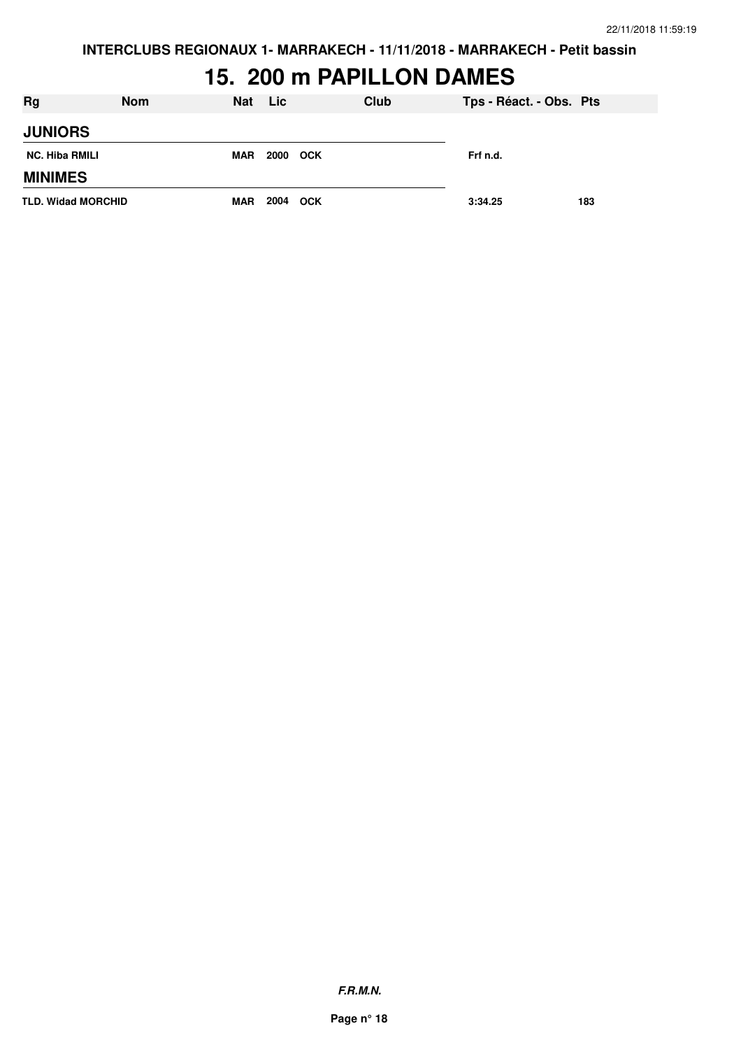INTERCLUBS REGIONAUX 1- MARRAKECH - 11/11/2018 - MARRAKECH - Petit bassin

# 15. 200 m PAPILLON DAMES

| Rg | Nom | Nat | Lic | Club | Tps - Réact. - Obs. | Pts |
|---|---|---|---|---|---|---|
| **JUNIORS** | | | | | | |
| NC. | Hiba RMILI | MAR | 2000 | OCK | Frf n.d. | |
| **MINIMES** | | | | | | |
| TLD. | Widad MORCHID | MAR | 2004 | OCK | 3:34.25 | 183 |

*F.R.M.N.*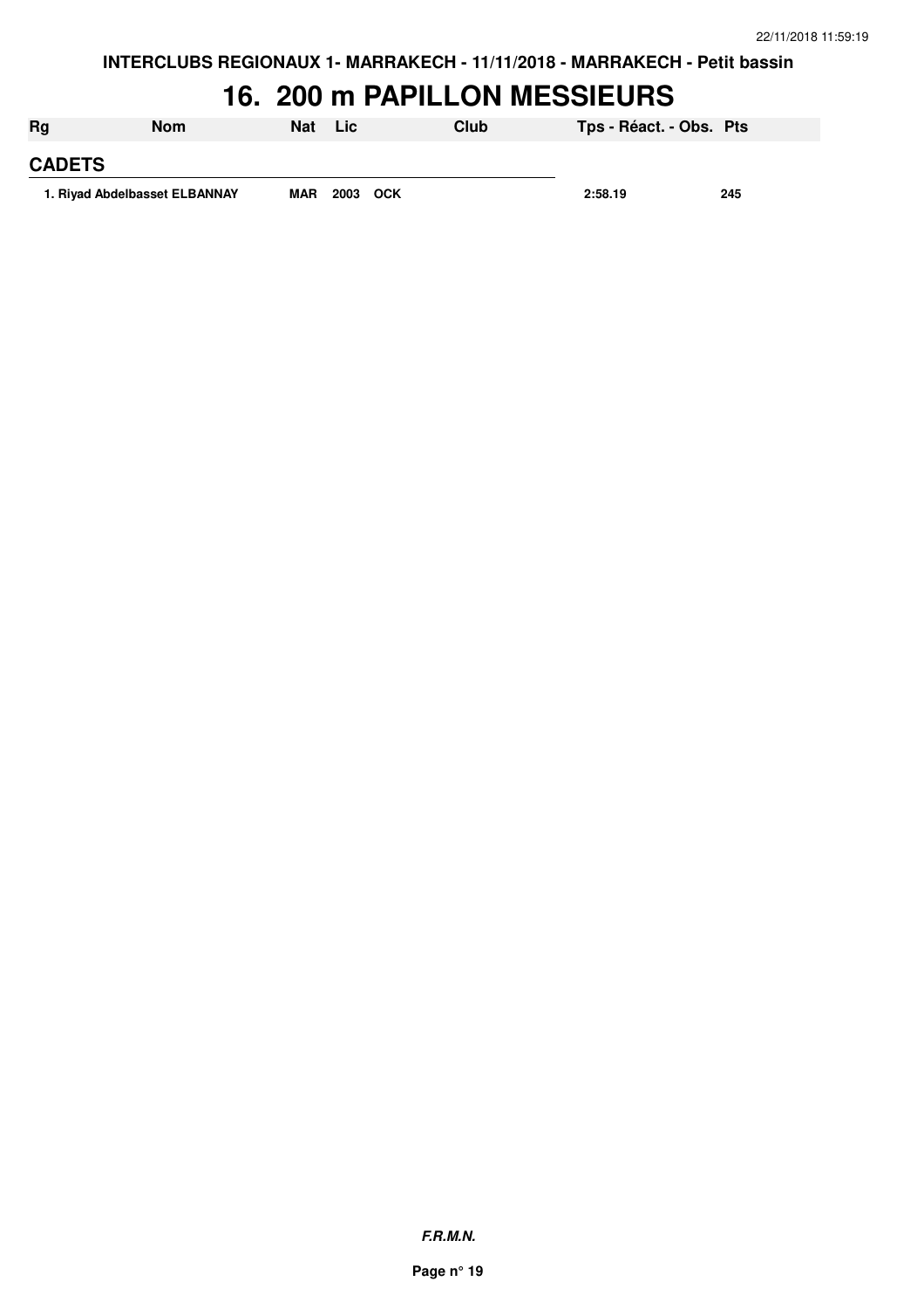# 16. 200 m PAPILLON MESSIEURS

| Rg | Nom | Nat | Lic | Club | Tps - Réact. - Obs. | Pts |
|---|---|---|---|---|---|---|
| **CADETS** | | | | | | |
| 1. | Riyad Abdelbasset ELBANNAY | MAR | 2003 | OCK | 2:58.19 | 245 |

***F.R.M.N.***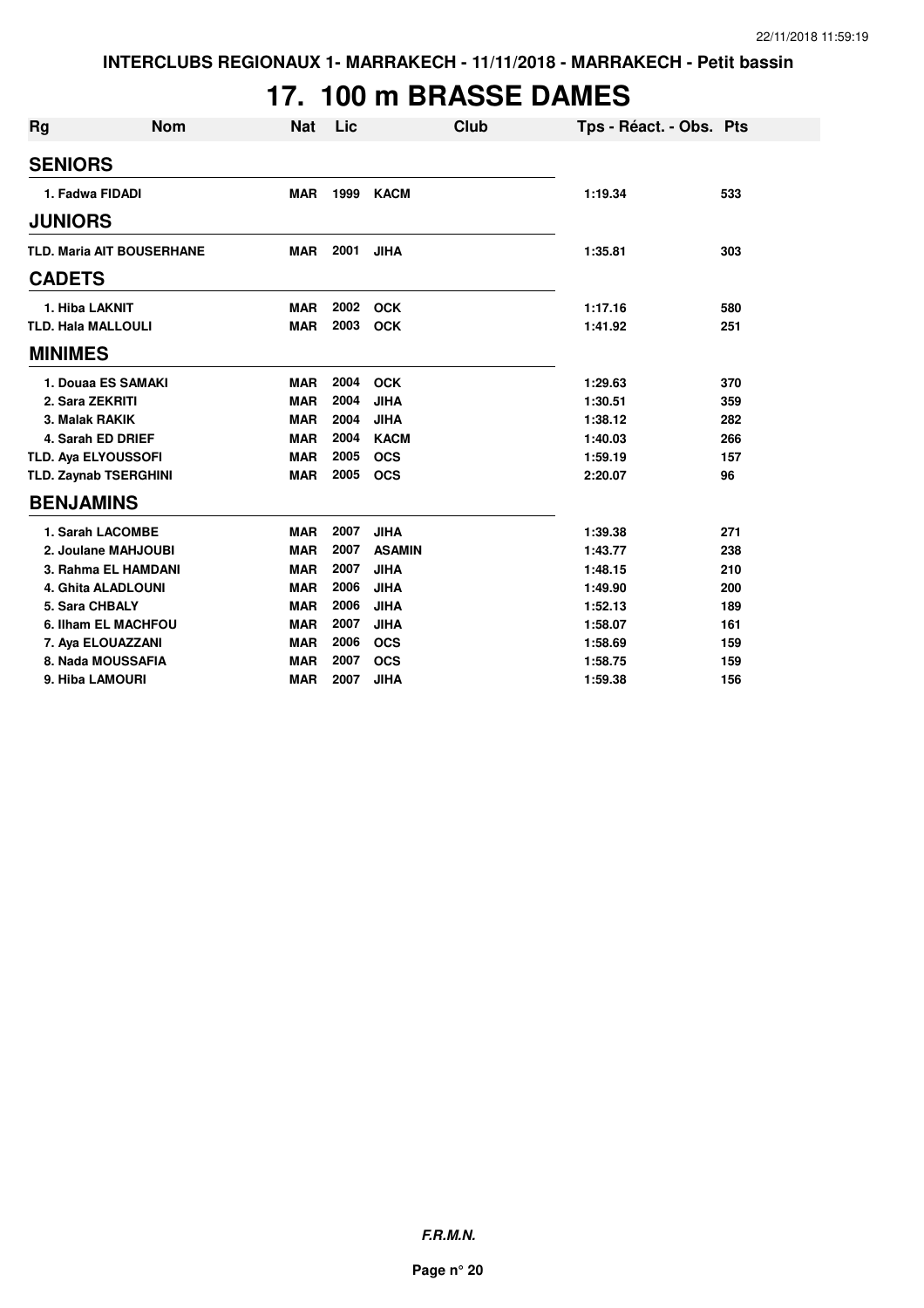INTERCLUBS REGIONAUX 1- MARRAKECH - 11/11/2018 - MARRAKECH - Petit bassin

# 17. 100 m BRASSE DAMES

| Rg | Nom | Nat | Lic | Club | Tps - Réact. - Obs. | Pts |
|---|---|---|---|---|---|---|
| **SENIORS** | | | | | | |
| 1. Fadwa FIDADI | | MAR | 1999 | KACM | 1:19.34 | 533 |
| **JUNIORS** | | | | | | |
| TLD. Maria AIT BOUSERHANE | | MAR | 2001 | JIHA | 1:35.81 | 303 |
| **CADETS** | | | | | | |
| 1. Hiba LAKNIT | | MAR | 2002 | OCK | 1:17.16 | 580 |
| TLD. Hala MALLOULI | | MAR | 2003 | OCK | 1:41.92 | 251 |
| **MINIMES** | | | | | | |
| 1. Douaa ES SAMAKI | | MAR | 2004 | OCK | 1:29.63 | 370 |
| 2. Sara ZEKRITI | | MAR | 2004 | JIHA | 1:30.51 | 359 |
| 3. Malak RAKIK | | MAR | 2004 | JIHA | 1:38.12 | 282 |
| 4. Sarah ED DRIEF | | MAR | 2004 | KACM | 1:40.03 | 266 |
| TLD. Aya ELYOUSSOFI | | MAR | 2005 | OCS | 1:59.19 | 157 |
| TLD. Zaynab TSERGHINI | | MAR | 2005 | OCS | 2:20.07 | 96 |
| **BENJAMINS** | | | | | | |
| 1. Sarah LACOMBE | | MAR | 2007 | JIHA | 1:39.38 | 271 |
| 2. Joulane MAHJOUBI | | MAR | 2007 | ASAMIN | 1:43.77 | 238 |
| 3. Rahma EL HAMDANI | | MAR | 2007 | JIHA | 1:48.15 | 210 |
| 4. Ghita ALADLOUNI | | MAR | 2006 | JIHA | 1:49.90 | 200 |
| 5. Sara CHBALY | | MAR | 2006 | JIHA | 1:52.13 | 189 |
| 6. Ilham EL MACHFOU | | MAR | 2007 | JIHA | 1:58.07 | 161 |
| 7. Aya ELOUAZZANI | | MAR | 2006 | OCS | 1:58.69 | 159 |
| 8. Nada MOUSSAFIA | | MAR | 2007 | OCS | 1:58.75 | 159 |
| 9. Hiba LAMOURI | | MAR | 2007 | JIHA | 1:59.38 | 156 |

*F.R.M.N.*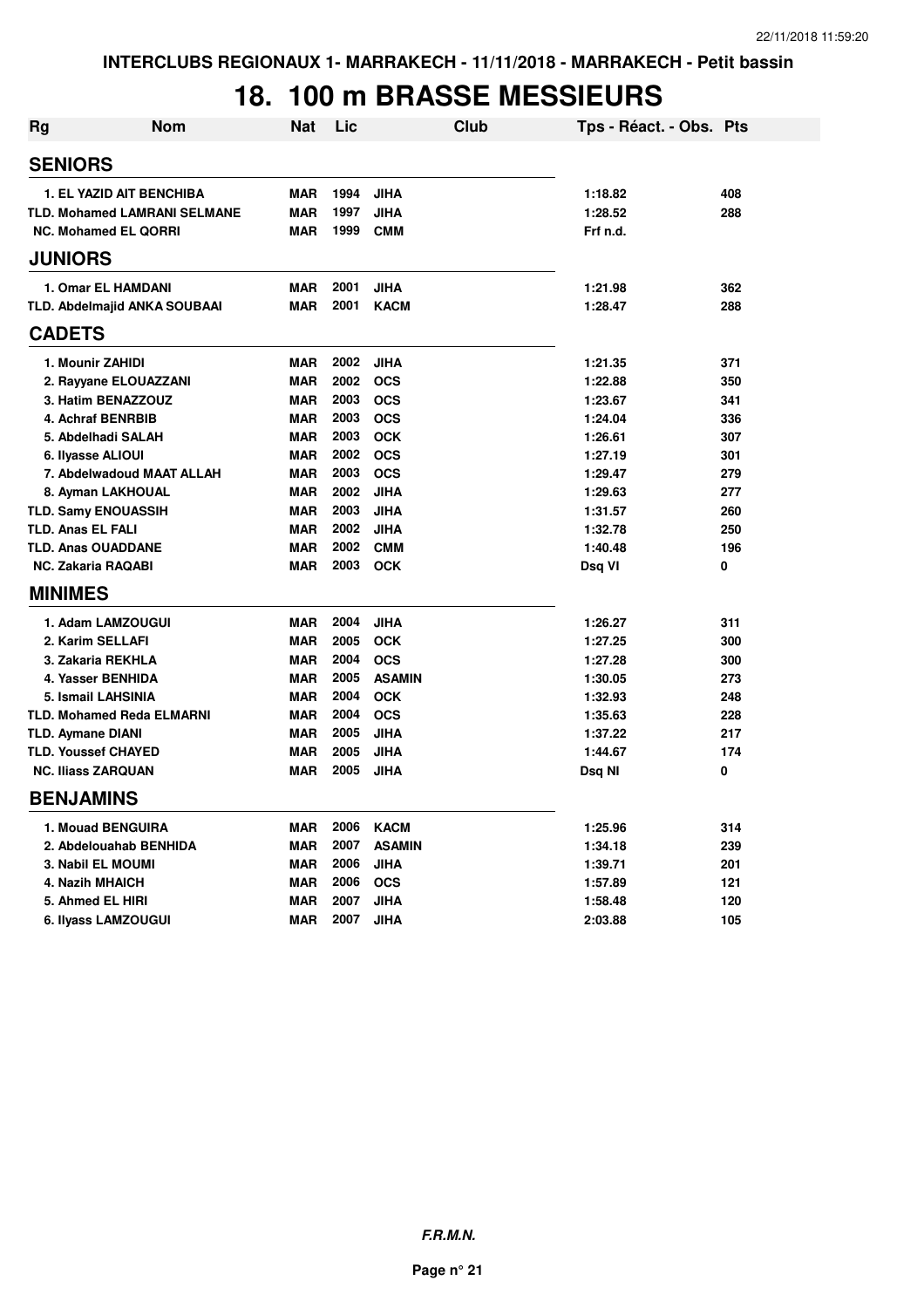# 18. 100 m BRASSE MESSIEURS

| Rg | Nom | Nat | Lic | Club | Tps - Réact. - Obs. | Pts |
|---|---|---|---|---|---|---|
| **SENIORS** | | | | | | |
| 1. | EL YAZID AIT BENCHIBA | MAR | 1994 | JIHA | 1:18.82 | 408 |
| TLD. | Mohamed LAMRANI SELMANE | MAR | 1997 | JIHA | 1:28.52 | 288 |
| NC. | Mohamed EL QORRI | MAR | 1999 | CMM | Frf n.d. | |
| **JUNIORS** | | | | | | |
| 1. | Omar EL HAMDANI | MAR | 2001 | JIHA | 1:21.98 | 362 |
| TLD. | Abdelmajid ANKA SOUBAAI | MAR | 2001 | KACM | 1:28.47 | 288 |
| **CADETS** | | | | | | |
| 1. | Mounir ZAHIDI | MAR | 2002 | JIHA | 1:21.35 | 371 |
| 2. | Rayyane ELOUAZZANI | MAR | 2002 | OCS | 1:22.88 | 350 |
| 3. | Hatim BENAZZOUZ | MAR | 2003 | OCS | 1:23.67 | 341 |
| 4. | Achraf BENRBIB | MAR | 2003 | OCS | 1:24.04 | 336 |
| 5. | Abdelhadi SALAH | MAR | 2003 | OCK | 1:26.61 | 307 |
| 6. | Ilyasse ALIOUI | MAR | 2002 | OCS | 1:27.19 | 301 |
| 7. | Abdelwadoud MAAT ALLAH | MAR | 2003 | OCS | 1:29.47 | 279 |
| 8. | Ayman LAKHOUAL | MAR | 2002 | JIHA | 1:29.63 | 277 |
| TLD. | Samy ENOUASSIH | MAR | 2003 | JIHA | 1:31.57 | 260 |
| TLD. | Anas EL FALI | MAR | 2002 | JIHA | 1:32.78 | 250 |
| TLD. | Anas OUADDANE | MAR | 2002 | CMM | 1:40.48 | 196 |
| NC. | Zakaria RAQABI | MAR | 2003 | OCK | Dsq VI | 0 |
| **MINIMES** | | | | | | |
| 1. | Adam LAMZOUGUI | MAR | 2004 | JIHA | 1:26.27 | 311 |
| 2. | Karim SELLAFI | MAR | 2005 | OCK | 1:27.25 | 300 |
| 3. | Zakaria REKHLA | MAR | 2004 | OCS | 1:27.28 | 300 |
| 4. | Yasser BENHIDA | MAR | 2005 | ASAMIN | 1:30.05 | 273 |
| 5. | Ismail LAHSINIA | MAR | 2004 | OCK | 1:32.93 | 248 |
| TLD. | Mohamed Reda ELMARNI | MAR | 2004 | OCS | 1:35.63 | 228 |
| TLD. | Aymane DIANI | MAR | 2005 | JIHA | 1:37.22 | 217 |
| TLD. | Youssef CHAYED | MAR | 2005 | JIHA | 1:44.67 | 174 |
| NC. | Iliass ZARQUAN | MAR | 2005 | JIHA | Dsq NI | 0 |
| **BENJAMINS** | | | | | | |
| 1. | Mouad BENGUIRA | MAR | 2006 | KACM | 1:25.96 | 314 |
| 2. | Abdelouahab BENHIDA | MAR | 2007 | ASAMIN | 1:34.18 | 239 |
| 3. | Nabil EL MOUMI | MAR | 2006 | JIHA | 1:39.71 | 201 |
| 4. | Nazih MHAICH | MAR | 2006 | OCS | 1:57.89 | 121 |
| 5. | Ahmed EL HIRI | MAR | 2007 | JIHA | 1:58.48 | 120 |
| 6. | Ilyass LAMZOUGUI | MAR | 2007 | JIHA | 2:03.88 | 105 |